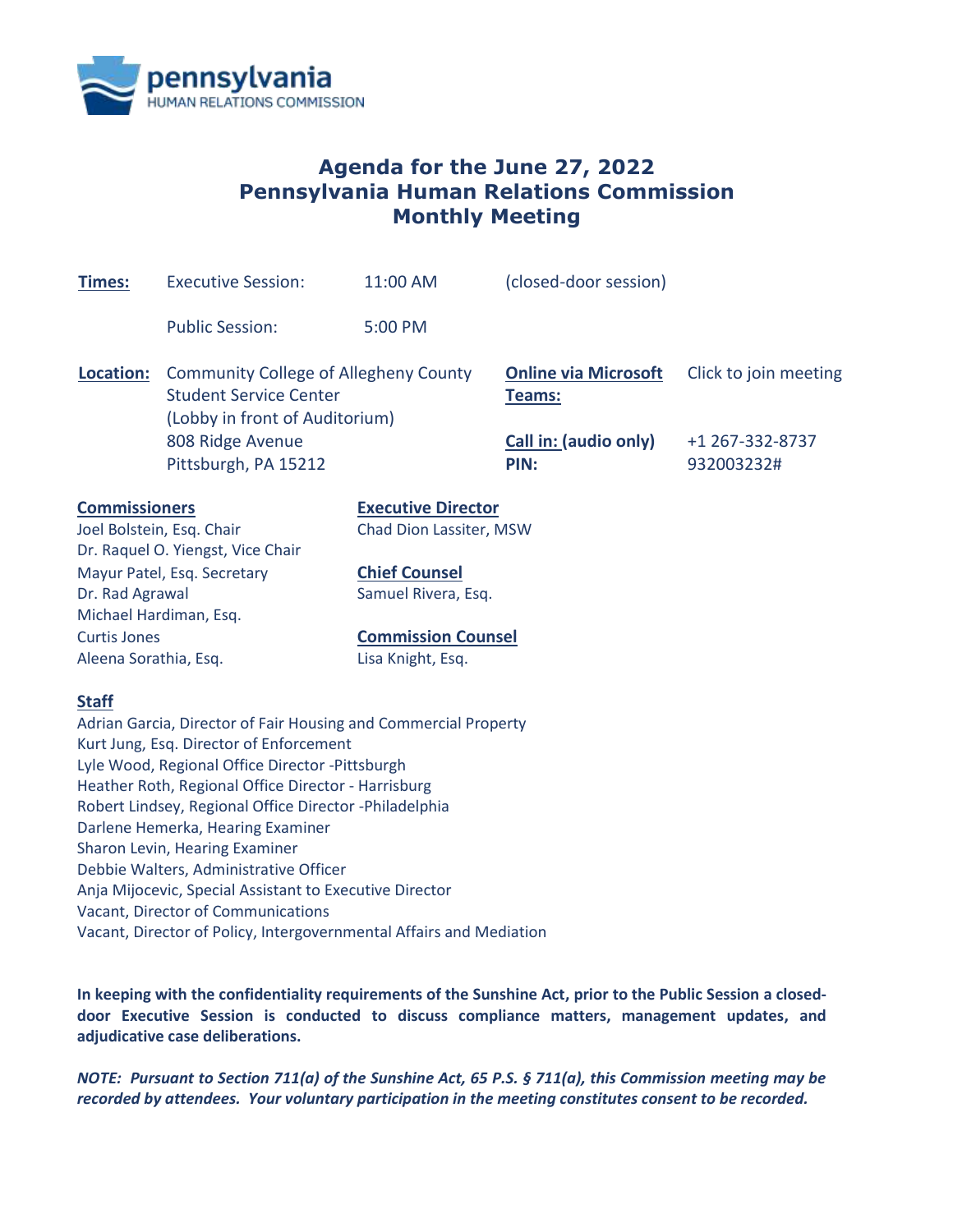# Agenda for the June 27, 2022 Pennsylvania Human Relations Commission Monthly Meeting

**Times:**

Executive Session: 11:00 AM (closed-door session)

Public Session: 5:00 PM

**Location:**

Community College of Allegheny County
Student Service Center
(Lobby in front of Auditorium)
808 Ridge Avenue
Pittsburgh, PA 15212

**Online via Microsoft Teams:** Click to join meeting

**Call in: (audio only)** +1 267-332-8737

**PIN:** 932003232#

**Commissioners**

Joel Bolstein, Esq. Chair
Dr. Raquel O. Yiengst, Vice Chair
Mayur Patel, Esq. Secretary
Dr. Rad Agrawal
Michael Hardiman, Esq.
Curtis Jones
Aleena Sorathia, Esq.

**Executive Director**

Chad Dion Lassiter, MSW

**Chief Counsel**

Samuel Rivera, Esq.

**Commission Counsel**

Lisa Knight, Esq.

**Staff**

Adrian Garcia, Director of Fair Housing and Commercial Property
Kurt Jung, Esq. Director of Enforcement
Lyle Wood, Regional Office Director -Pittsburgh
Heather Roth, Regional Office Director - Harrisburg
Robert Lindsey, Regional Office Director -Philadelphia
Darlene Hemerka, Hearing Examiner
Sharon Levin, Hearing Examiner
Debbie Walters, Administrative Officer
Anja Mijocevic, Special Assistant to Executive Director
Vacant, Director of Communications
Vacant, Director of Policy, Intergovernmental Affairs and Mediation

**In keeping with the confidentiality requirements of the Sunshine Act, prior to the Public Session a closed-door Executive Session is conducted to discuss compliance matters, management updates, and adjudicative case deliberations.**

***NOTE: Pursuant to Section 711(a) of the Sunshine Act, 65 P.S. § 711(a), this Commission meeting may be recorded by attendees. Your voluntary participation in the meeting constitutes consent to be recorded.***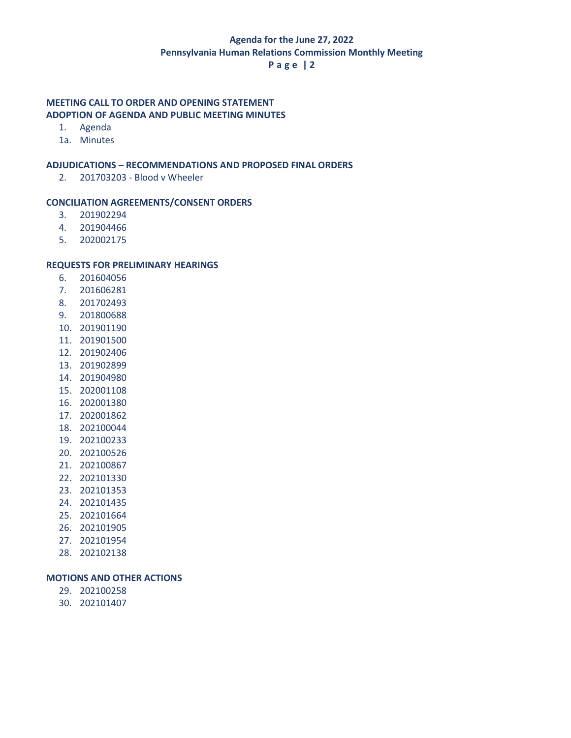## MEETING CALL TO ORDER AND OPENING STATEMENT

## ADOPTION OF AGENDA AND PUBLIC MEETING MINUTES

1. Agenda

1a. Minutes

## ADJUDICATIONS – RECOMMENDATIONS AND PROPOSED FINAL ORDERS

2. 201703203 - Blood v Wheeler

## CONCILIATION AGREEMENTS/CONSENT ORDERS

3. 201902294
4. 201904466
5. 202002175

## REQUESTS FOR PRELIMINARY HEARINGS

6. 201604056
7. 201606281
8. 201702493
9. 201800688
10. 201901190
11. 201901500
12. 201902406
13. 201902899
14. 201904980
15. 202001108
16. 202001380
17. 202001862
18. 202100044
19. 202100233
20. 202100526
21. 202100867
22. 202101330
23. 202101353
24. 202101435
25. 202101664
26. 202101905
27. 202101954
28. 202102138

## MOTIONS AND OTHER ACTIONS

29. 202100258
30. 202101407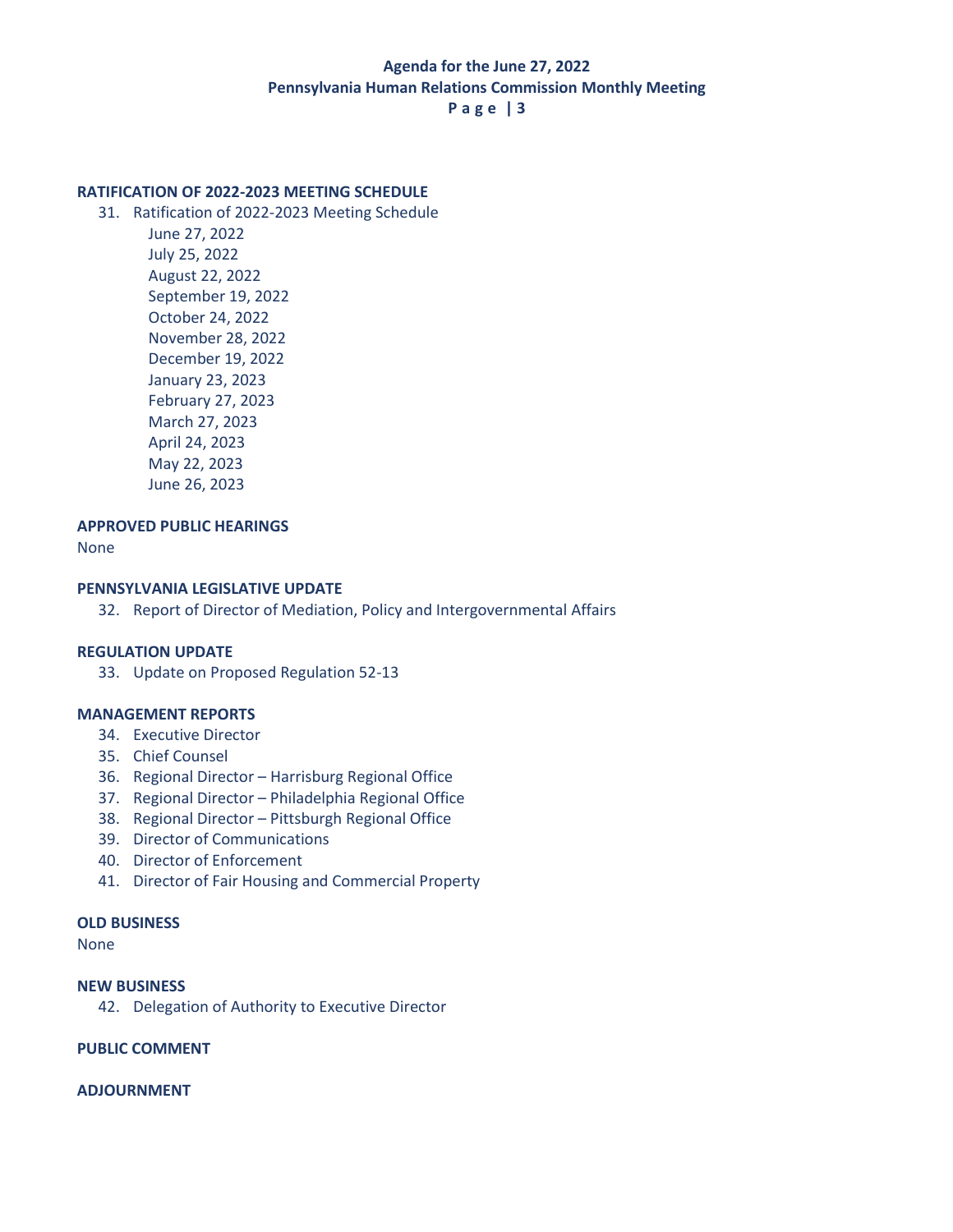**RATIFICATION OF 2022-2023 MEETING SCHEDULE**

31. Ratification of 2022-2023 Meeting Schedule
    June 27, 2022
    July 25, 2022
    August 22, 2022
    September 19, 2022
    October 24, 2022
    November 28, 2022
    December 19, 2022
    January 23, 2023
    February 27, 2023
    March 27, 2023
    April 24, 2023
    May 22, 2023
    June 26, 2023

**APPROVED PUBLIC HEARINGS**

None

**PENNSYLVANIA LEGISLATIVE UPDATE**

32. Report of Director of Mediation, Policy and Intergovernmental Affairs

**REGULATION UPDATE**

33. Update on Proposed Regulation 52-13

**MANAGEMENT REPORTS**

34. Executive Director
35. Chief Counsel
36. Regional Director – Harrisburg Regional Office
37. Regional Director – Philadelphia Regional Office
38. Regional Director – Pittsburgh Regional Office
39. Director of Communications
40. Director of Enforcement
41. Director of Fair Housing and Commercial Property

**OLD BUSINESS**

None

**NEW BUSINESS**

42. Delegation of Authority to Executive Director

**PUBLIC COMMENT**

**ADJOURNMENT**